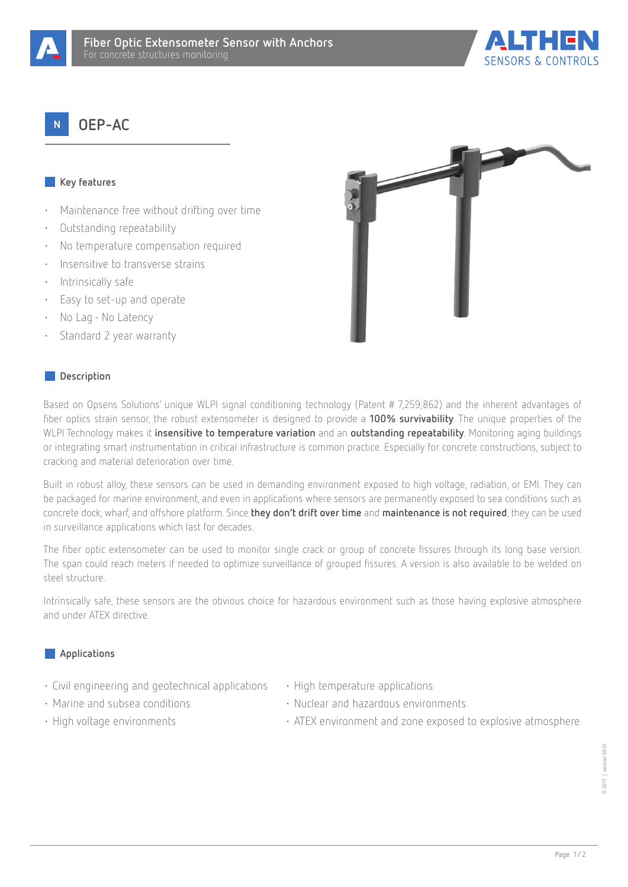# Fiber Optic Extensometer Sensor with Anchors

For concrete structures monitoring

## N OEP-AC

### Key features

- Maintenance free without drifting over time
- Outstanding repeatability
- No temperature compensation required
- Insensitive to transverse strains
- Intrinsically safe
- Easy to set-up and operate
- No Lag - No Latency
- Standard 2 year warranty

### Description

Based on Opsens Solutions' unique WLPI signal conditioning technology (Patent # 7,259,862) and the inherent advantages of fiber optics strain sensor, the robust extensometer is designed to provide a **100% survivability**. The unique properties of the WLPI Technology makes it **insensitive to temperature variation** and an **outstanding repeatability**. Monitoring aging buildings or integrating smart instrumentation in critical infrastructure is common practice. Especially for concrete constructions, subject to cracking and material deterioration over time.

Built in robust alloy, these sensors can be used in demanding environment exposed to high voltage, radiation, or EMI. They can be packaged for marine environment, and even in applications where sensors are permanently exposed to sea conditions such as concrete dock, wharf, and offshore platform. Since **they don't drift over time** and **maintenance is not required**, they can be used in surveillance applications which last for decades.

The fiber optic extensometer can be used to monitor single crack or group of concrete fissures through its long base version. The span could reach meters if needed to optimize surveillance of grouped fissures. A version is also available to be welded on steel structure.

Intrinsically safe, these sensors are the obvious choice for hazardous environment such as those having explosive atmosphere and under ATEX directive.

### Applications

- Civil engineering and geotechnical applications
- Marine and subsea conditions
- High voltage environments
- High temperature applications
- Nuclear and hazardous environments
- ATEX environment and zone exposed to explosive atmosphere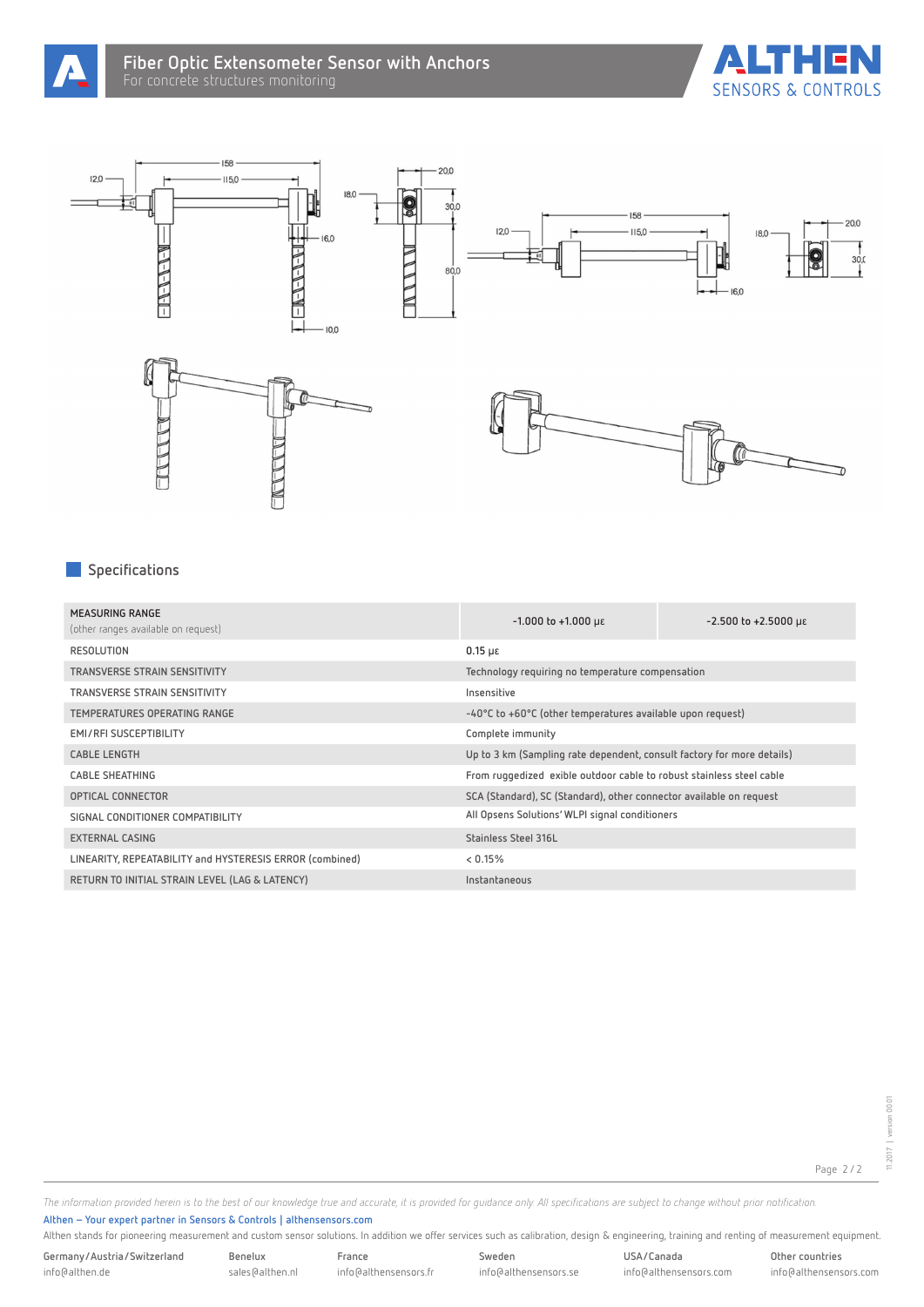# Fiber Optic Extensometer Sensor with Anchors

For concrete structures monitoring

158
115,0
12,0
18,0
16,0
10,0
20,0
30,0
80,0

158
115,0
12,0
18,0
16,0
20,0
30,0

## Specifications

| | | |
|---|---|---|
| MEASURING RANGE (other ranges available on request) | -1.000 to +1.000 με | -2.500 to +2.5000 με |
| RESOLUTION | 0.15 με | |
| TRANSVERSE STRAIN SENSITIVITY | Technology requiring no temperature compensation | |
| TRANSVERSE STRAIN SENSITIVITY | Insensitive | |
| TEMPERATURES OPERATING RANGE | -40°C to +60°C (other temperatures available upon request) | |
| EMI/RFI SUSCEPTIBILITY | Complete immunity | |
| CABLE LENGTH | Up to 3 km (Sampling rate dependent, consult factory for more details) | |
| CABLE SHEATHING | From ruggedized exible outdoor cable to robust stainless steel cable | |
| OPTICAL CONNECTOR | SCA (Standard), SC (Standard), other connector available on request | |
| SIGNAL CONDITIONER COMPATIBILITY | All Opsens Solutions' WLPI signal conditioners | |
| EXTERNAL CASING | Stainless Steel 316L | |
| LINEARITY, REPEATABILITY and HYSTERESIS ERROR (combined) | < 0.15% | |
| RETURN TO INITIAL STRAIN LEVEL (LAG & LATENCY) | Instantaneous | |

*The information provided herein is to the best of our knowledge true and accurate, it is provided for guidance only. All specifications are subject to change without prior notification.*

Althen – Your expert partner in Sensors & Controls | althensensors.com

Althen stands for pioneering measurement and custom sensor solutions. In addition we offer services such as calibration, design & engineering, training and renting of measurement equipment.

| Germany/Austria/Switzerland | Benelux | France | Sweden | USA/Canada | Other countries |
|---|---|---|---|---|---|
| info@althen.de | sales@althen.nl | info@althensensors.fr | info@althensensors.se | info@althensensors.com | info@althensensors.com |